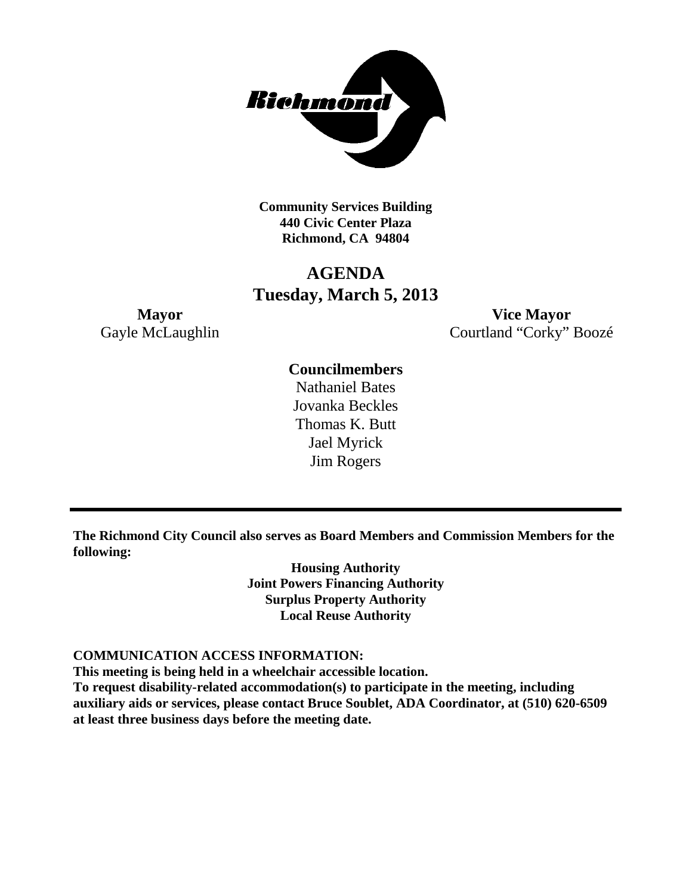**Community Services Building**
**440 Civic Center Plaza**
**Richmond, CA 94804**

# AGENDA
## Tuesday, March 5, 2013

**Mayor**
Gayle McLaughlin

**Vice Mayor**
Courtland "Corky" Boozé

**Councilmembers**
Nathaniel Bates
Jovanka Beckles
Thomas K. Butt
Jael Myrick
Jim Rogers

---

**The Richmond City Council also serves as Board Members and Commission Members for the following:**

**Housing Authority**
**Joint Powers Financing Authority**
**Surplus Property Authority**
**Local Reuse Authority**

**COMMUNICATION ACCESS INFORMATION:**
**This meeting is being held in a wheelchair accessible location.**
**To request disability-related accommodation(s) to participate in the meeting, including auxiliary aids or services, please contact Bruce Soublet, ADA Coordinator, at (510) 620-6509 at least three business days before the meeting date.**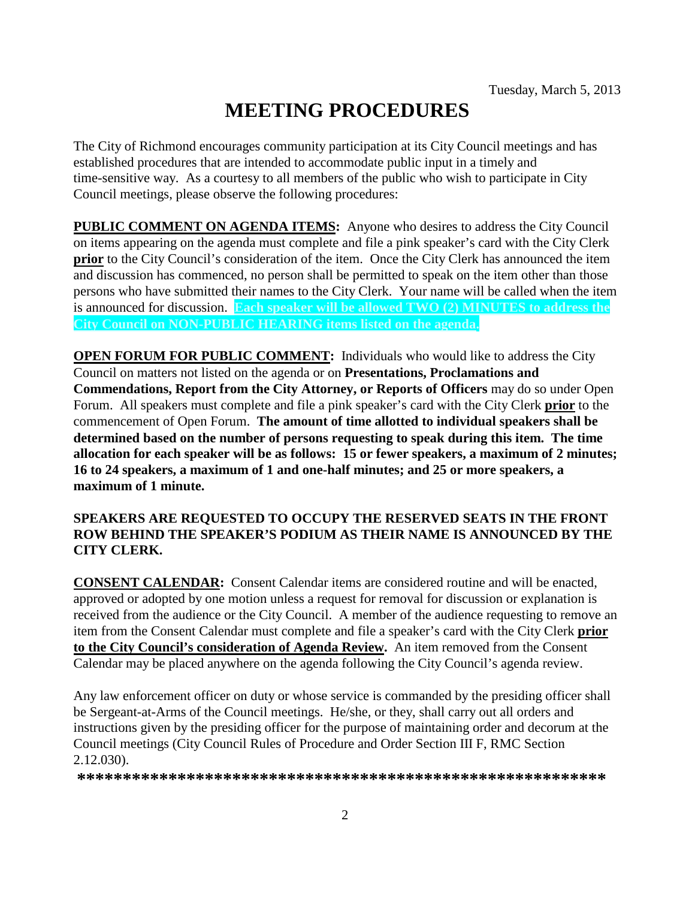Tuesday, March 5, 2013

# MEETING PROCEDURES

The City of Richmond encourages community participation at its City Council meetings and has established procedures that are intended to accommodate public input in a timely and time-sensitive way. As a courtesy to all members of the public who wish to participate in City Council meetings, please observe the following procedures:

**PUBLIC COMMENT ON AGENDA ITEMS:** Anyone who desires to address the City Council on items appearing on the agenda must complete and file a pink speaker's card with the City Clerk **prior** to the City Council's consideration of the item. Once the City Clerk has announced the item and discussion has commenced, no person shall be permitted to speak on the item other than those persons who have submitted their names to the City Clerk. Your name will be called when the item is announced for discussion. **Each speaker will be allowed TWO (2) MINUTES to address the City Council on NON-PUBLIC HEARING items listed on the agenda.**

**OPEN FORUM FOR PUBLIC COMMENT:** Individuals who would like to address the City Council on matters not listed on the agenda or on **Presentations, Proclamations and Commendations, Report from the City Attorney, or Reports of Officers** may do so under Open Forum. All speakers must complete and file a pink speaker's card with the City Clerk **prior** to the commencement of Open Forum. **The amount of time allotted to individual speakers shall be determined based on the number of persons requesting to speak during this item. The time allocation for each speaker will be as follows: 15 or fewer speakers, a maximum of 2 minutes; 16 to 24 speakers, a maximum of 1 and one-half minutes; and 25 or more speakers, a maximum of 1 minute.**

**SPEAKERS ARE REQUESTED TO OCCUPY THE RESERVED SEATS IN THE FRONT ROW BEHIND THE SPEAKER'S PODIUM AS THEIR NAME IS ANNOUNCED BY THE CITY CLERK.**

**CONSENT CALENDAR:** Consent Calendar items are considered routine and will be enacted, approved or adopted by one motion unless a request for removal for discussion or explanation is received from the audience or the City Council. A member of the audience requesting to remove an item from the Consent Calendar must complete and file a speaker's card with the City Clerk **prior to the City Council's consideration of Agenda Review.** An item removed from the Consent Calendar may be placed anywhere on the agenda following the City Council's agenda review.

Any law enforcement officer on duty or whose service is commanded by the presiding officer shall be Sergeant-at-Arms of the Council meetings. He/she, or they, shall carry out all orders and instructions given by the presiding officer for the purpose of maintaining order and decorum at the Council meetings (City Council Rules of Procedure and Order Section III F, RMC Section 2.12.030).

**************************************************************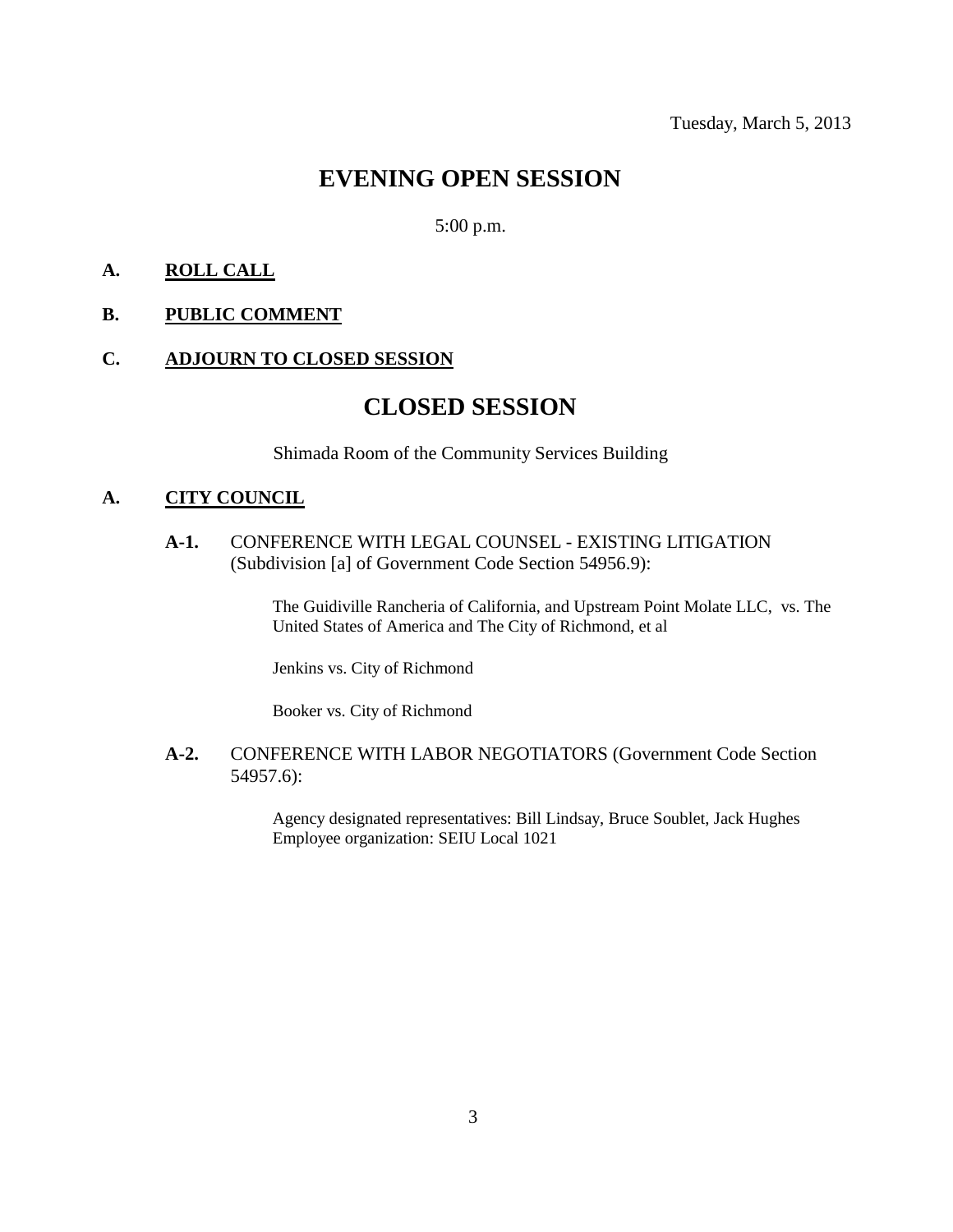Tuesday, March 5, 2013

# EVENING OPEN SESSION

5:00 p.m.

**A. <u>ROLL CALL</u>**

**B. <u>PUBLIC COMMENT</u>**

**C. <u>ADJOURN TO CLOSED SESSION</u>**

# CLOSED SESSION

Shimada Room of the Community Services Building

**A. <u>CITY COUNCIL</u>**

**A-1.** CONFERENCE WITH LEGAL COUNSEL - EXISTING LITIGATION (Subdivision [a] of Government Code Section 54956.9):

The Guidiville Rancheria of California, and Upstream Point Molate LLC, vs. The United States of America and The City of Richmond, et al

Jenkins vs. City of Richmond

Booker vs. City of Richmond

**A-2.** CONFERENCE WITH LABOR NEGOTIATORS (Government Code Section 54957.6):

Agency designated representatives: Bill Lindsay, Bruce Soublet, Jack Hughes
Employee organization: SEIU Local 1021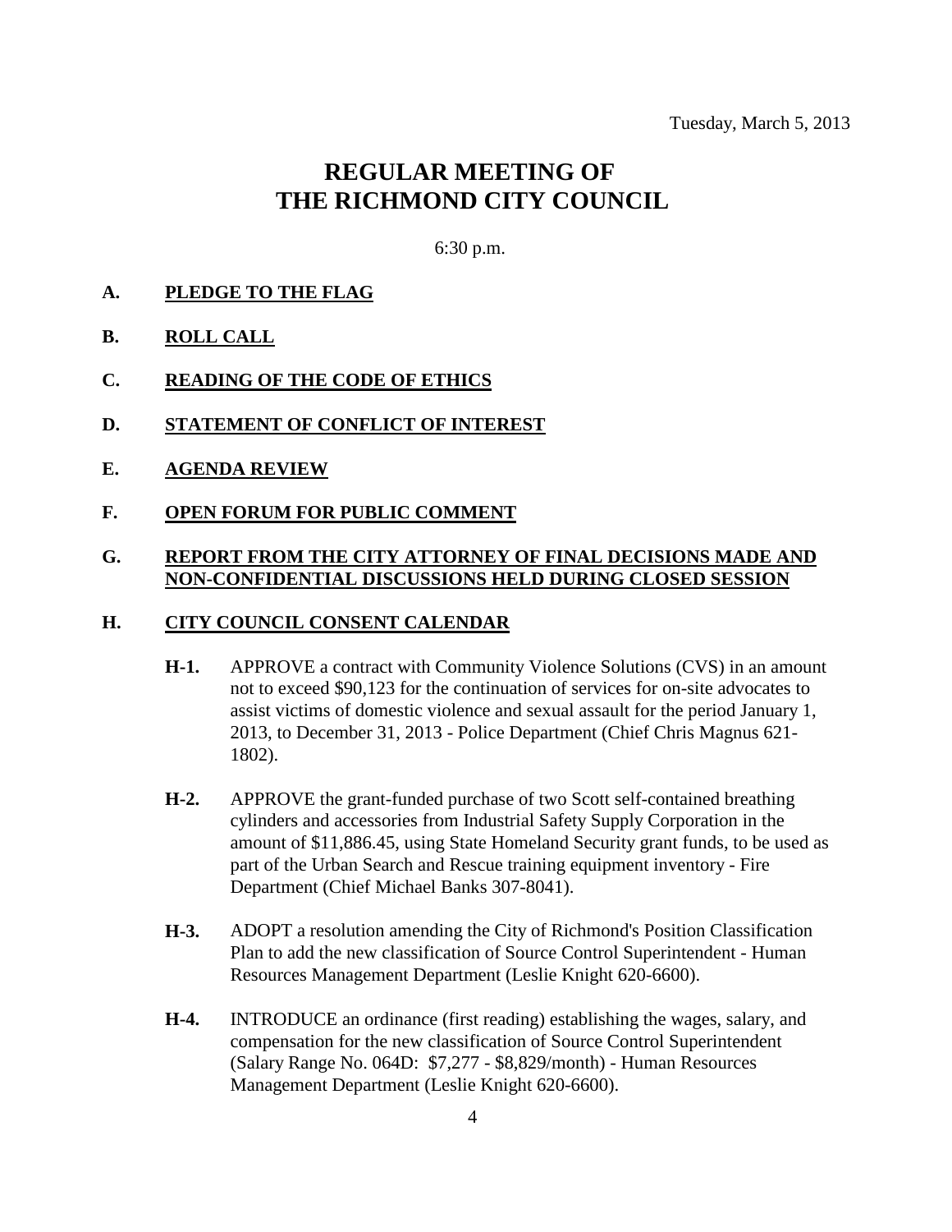Tuesday, March 5, 2013

# REGULAR MEETING OF THE RICHMOND CITY COUNCIL

6:30 p.m.

**A. PLEDGE TO THE FLAG**

**B. ROLL CALL**

**C. READING OF THE CODE OF ETHICS**

**D. STATEMENT OF CONFLICT OF INTEREST**

**E. AGENDA REVIEW**

**F. OPEN FORUM FOR PUBLIC COMMENT**

**G. REPORT FROM THE CITY ATTORNEY OF FINAL DECISIONS MADE AND NON-CONFIDENTIAL DISCUSSIONS HELD DURING CLOSED SESSION**

**H. CITY COUNCIL CONSENT CALENDAR**

**H-1.** APPROVE a contract with Community Violence Solutions (CVS) in an amount not to exceed $90,123 for the continuation of services for on-site advocates to assist victims of domestic violence and sexual assault for the period January 1, 2013, to December 31, 2013 - Police Department (Chief Chris Magnus 621-1802).

**H-2.** APPROVE the grant-funded purchase of two Scott self-contained breathing cylinders and accessories from Industrial Safety Supply Corporation in the amount of $11,886.45, using State Homeland Security grant funds, to be used as part of the Urban Search and Rescue training equipment inventory - Fire Department (Chief Michael Banks 307-8041).

**H-3.** ADOPT a resolution amending the City of Richmond's Position Classification Plan to add the new classification of Source Control Superintendent - Human Resources Management Department (Leslie Knight 620-6600).

**H-4.** INTRODUCE an ordinance (first reading) establishing the wages, salary, and compensation for the new classification of Source Control Superintendent (Salary Range No. 064D: $7,277 - $8,829/month) - Human Resources Management Department (Leslie Knight 620-6600).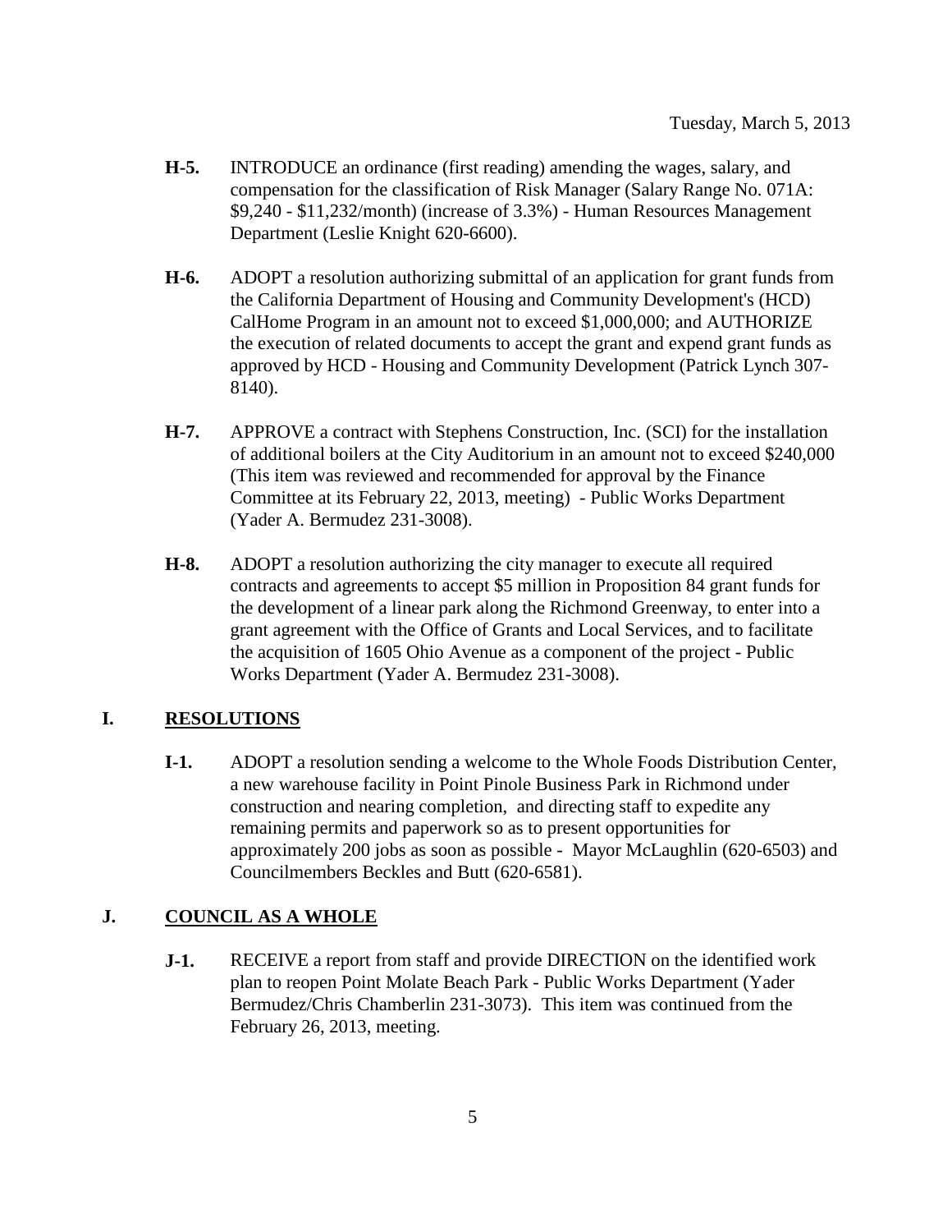**H-5.** INTRODUCE an ordinance (first reading) amending the wages, salary, and compensation for the classification of Risk Manager (Salary Range No. 071A: $9,240 - $11,232/month) (increase of 3.3%) - Human Resources Management Department (Leslie Knight 620-6600).

**H-6.** ADOPT a resolution authorizing submittal of an application for grant funds from the California Department of Housing and Community Development's (HCD) CalHome Program in an amount not to exceed $1,000,000; and AUTHORIZE the execution of related documents to accept the grant and expend grant funds as approved by HCD - Housing and Community Development (Patrick Lynch 307-8140).

**H-7.** APPROVE a contract with Stephens Construction, Inc. (SCI) for the installation of additional boilers at the City Auditorium in an amount not to exceed $240,000 (This item was reviewed and recommended for approval by the Finance Committee at its February 22, 2013, meeting) - Public Works Department (Yader A. Bermudez 231-3008).

**H-8.** ADOPT a resolution authorizing the city manager to execute all required contracts and agreements to accept $5 million in Proposition 84 grant funds for the development of a linear park along the Richmond Greenway, to enter into a grant agreement with the Office of Grants and Local Services, and to facilitate the acquisition of 1605 Ohio Avenue as a component of the project - Public Works Department (Yader A. Bermudez 231-3008).

## I. RESOLUTIONS

**I-1.** ADOPT a resolution sending a welcome to the Whole Foods Distribution Center, a new warehouse facility in Point Pinole Business Park in Richmond under construction and nearing completion, and directing staff to expedite any remaining permits and paperwork so as to present opportunities for approximately 200 jobs as soon as possible - Mayor McLaughlin (620-6503) and Councilmembers Beckles and Butt (620-6581).

## J. COUNCIL AS A WHOLE

**J-1.** RECEIVE a report from staff and provide DIRECTION on the identified work plan to reopen Point Molate Beach Park - Public Works Department (Yader Bermudez/Chris Chamberlin 231-3073). This item was continued from the February 26, 2013, meeting.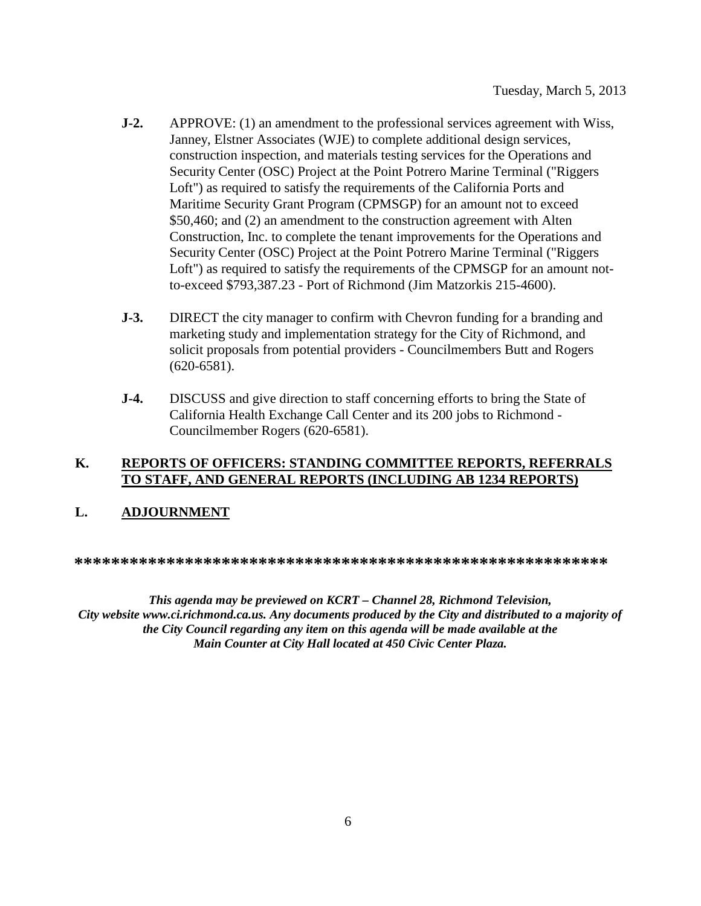Tuesday, March 5, 2013

**J-2.** APPROVE: (1) an amendment to the professional services agreement with Wiss, Janney, Elstner Associates (WJE) to complete additional design services, construction inspection, and materials testing services for the Operations and Security Center (OSC) Project at the Point Potrero Marine Terminal ("Riggers Loft") as required to satisfy the requirements of the California Ports and Maritime Security Grant Program (CPMSGP) for an amount not to exceed $50,460; and (2) an amendment to the construction agreement with Alten Construction, Inc. to complete the tenant improvements for the Operations and Security Center (OSC) Project at the Point Potrero Marine Terminal ("Riggers Loft") as required to satisfy the requirements of the CPMSGP for an amount not-to-exceed $793,387.23 - Port of Richmond (Jim Matzorkis 215-4600).

**J-3.** DIRECT the city manager to confirm with Chevron funding for a branding and marketing study and implementation strategy for the City of Richmond, and solicit proposals from potential providers - Councilmembers Butt and Rogers (620-6581).

**J-4.** DISCUSS and give direction to staff concerning efforts to bring the State of California Health Exchange Call Center and its 200 jobs to Richmond - Councilmember Rogers (620-6581).

## K. REPORTS OF OFFICERS: STANDING COMMITTEE REPORTS, REFERRALS TO STAFF, AND GENERAL REPORTS (INCLUDING AB 1234 REPORTS)

## L. ADJOURNMENT

**********************************************************

***This agenda may be previewed on KCRT – Channel 28, Richmond Television, City website www.ci.richmond.ca.us. Any documents produced by the City and distributed to a majority of the City Council regarding any item on this agenda will be made available at the Main Counter at City Hall located at 450 Civic Center Plaza.***